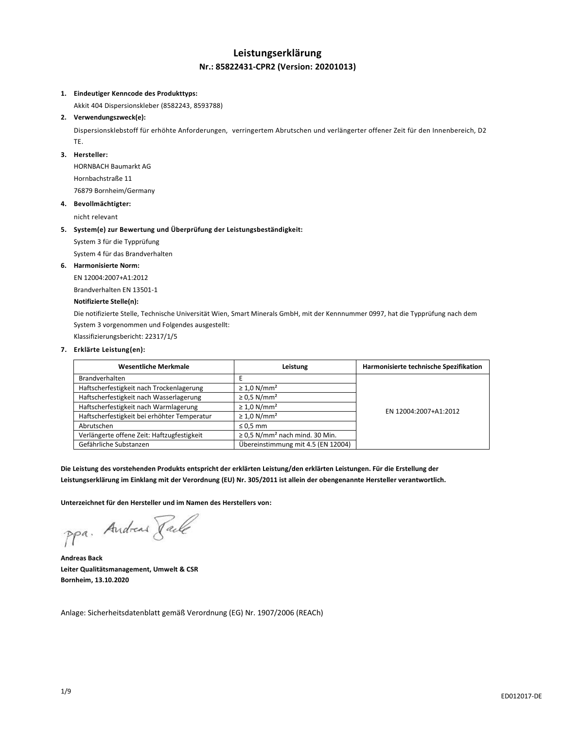# Leistungserklärung

## Nr.: 85822431-CPR2 (Version: 20201013)

1. **Eindeutiger Kenncode des Produkttyps:**

   Akkit 404 Dispersionskleber (8582243, 8593788)

2. **Verwendungszweck(e):**

   Dispersionsklebstoff für erhöhte Anforderungen, verringertem Abrutschen und verlängerter offener Zeit für den Innenbereich, D2 TE.

3. **Hersteller:**

   HORNBACH Baumarkt AG
   Hornbachstraße 11
   76879 Bornheim/Germany

4. **Bevollmächtigter:**

   nicht relevant

5. **System(e) zur Bewertung und Überprüfung der Leistungsbeständigkeit:**

   System 3 für die Typprüfung
   System 4 für das Brandverhalten

6. **Harmonisierte Norm:**

   EN 12004:2007+A1:2012
   Brandverhalten EN 13501-1

   **Notifizierte Stelle(n):**

   Die notifizierte Stelle, Technische Universität Wien, Smart Minerals GmbH, mit der Kennnummer 0997, hat die Typprüfung nach dem System 3 vorgenommen und Folgendes ausgestellt:
   Klassifizierungsbericht: 22317/1/5

7. **Erklärte Leistung(en):**

| Wesentliche Merkmale | Leistung | Harmonisierte technische Spezifikation |
|---|---|---|
| Brandverhalten | E | EN 12004:2007+A1:2012 |
| Haftscherfestigkeit nach Trockenlagerung | ≥ 1,0 N/mm² | |
| Haftscherfestigkeit nach Wasserlagerung | ≥ 0,5 N/mm² | |
| Haftscherfestigkeit nach Warmlagerung | ≥ 1,0 N/mm² | |
| Haftscherfestigkeit bei erhöhter Temperatur | ≥ 1,0 N/mm² | |
| Abrutschen | ≤ 0,5 mm | |
| Verlängerte offene Zeit: Haftzugfestigkeit | ≥ 0,5 N/mm² nach mind. 30 Min. | |
| Gefährliche Substanzen | Übereinstimmung mit 4.5 (EN 12004) | |

**Die Leistung des vorstehenden Produkts entspricht der erklärten Leistung/den erklärten Leistungen. Für die Erstellung der Leistungserklärung im Einklang mit der Verordnung (EU) Nr. 305/2011 ist allein der obengenannte Hersteller verantwortlich.**

**Unterzeichnet für den Hersteller und im Namen des Herstellers von:**

ppa. Andreas Back

**Andreas Back**
**Leiter Qualitätsmanagement, Umwelt & CSR**
**Bornheim, 13.10.2020**

Anlage: Sicherheitsdatenblatt gemäß Verordnung (EG) Nr. 1907/2006 (REACh)

ED012017-DE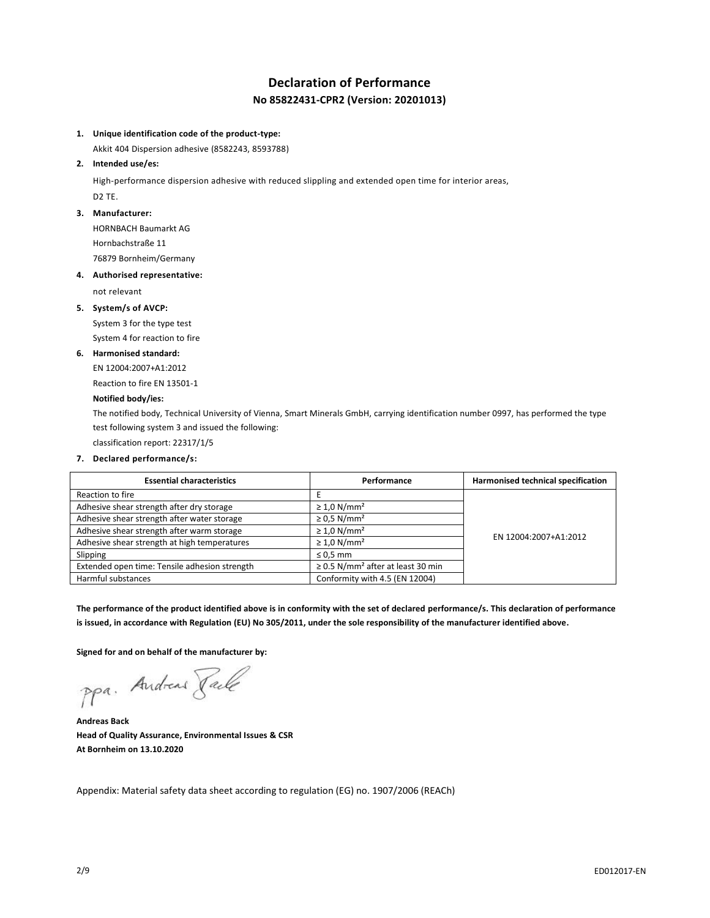# Declaration of Performance

## No 85822431-CPR2 (Version: 20201013)

1. **Unique identification code of the product-type:**

   Akkit 404 Dispersion adhesive (8582243, 8593788)

2. **Intended use/es:**

   High-performance dispersion adhesive with reduced sliplling and extended open time for interior areas,

   D2 TE.

3. **Manufacturer:**

   HORNBACH Baumarkt AG

   Hornbachstraße 11

   76879 Bornheim/Germany

4. **Authorised representative:**

   not relevant

5. **System/s of AVCP:**

   System 3 for the type test

   System 4 for reaction to fire

6. **Harmonised standard:**

   EN 12004:2007+A1:2012

   Reaction to fire EN 13501-1

   **Notified body/ies:**

   The notified body, Technical University of Vienna, Smart Minerals GmbH, carrying identification number 0997, has performed the type test following system 3 and issued the following:

   classification report: 22317/1/5

7. **Declared performance/s:**

| Essential characteristics | Performance | Harmonised technical specification |
|---|---|---|
| Reaction to fire | E | EN 12004:2007+A1:2012 |
| Adhesive shear strength after dry storage | ≥ 1,0 N/mm² | |
| Adhesive shear strength after water storage | ≥ 0,5 N/mm² | |
| Adhesive shear strength after warm storage | ≥ 1,0 N/mm² | |
| Adhesive shear strength at high temperatures | ≥ 1,0 N/mm² | |
| Slipping | ≤ 0,5 mm | |
| Extended open time: Tensile adhesion strength | ≥ 0.5 N/mm² after at least 30 min | |
| Harmful substances | Conformity with 4.5 (EN 12004) | |

**The performance of the product identified above is in conformity with the set of declared performance/s. This declaration of performance is issued, in accordance with Regulation (EU) No 305/2011, under the sole responsibility of the manufacturer identified above.**

**Signed for and on behalf of the manufacturer by:**

ppa. Andreas Back

**Andreas Back**
**Head of Quality Assurance, Environmental Issues & CSR**
**At Bornheim on 13.10.2020**

Appendix: Material safety data sheet according to regulation (EG) no. 1907/2006 (REACh)

ED012017-EN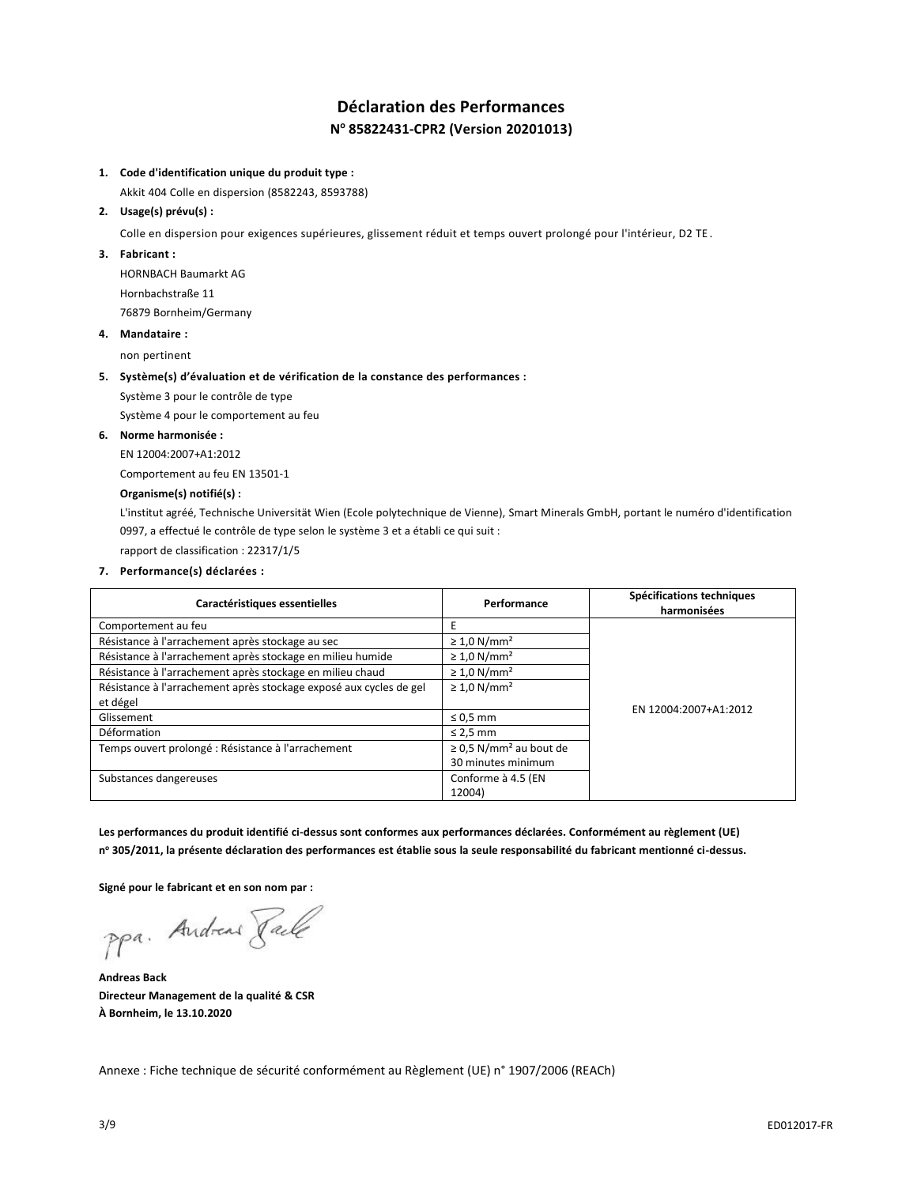# Déclaration des Performances

## N° 85822431-CPR2 (Version 20201013)

1. **Code d'identification unique du produit type :**

   Akkit 404 Colle en dispersion (8582243, 8593788)

2. **Usage(s) prévu(s) :**

   Colle en dispersion pour exigences supérieures, glissement réduit et temps ouvert prolongé pour l'intérieur, D2 TE.

3. **Fabricant :**

   HORNBACH Baumarkt AG

   Hornbachstraße 11

   76879 Bornheim/Germany

4. **Mandataire :**

   non pertinent

5. **Système(s) d'évaluation et de vérification de la constance des performances :**

   Système 3 pour le contrôle de type

   Système 4 pour le comportement au feu

6. **Norme harmonisée :**

   EN 12004:2007+A1:2012

   Comportement au feu EN 13501-1

   **Organisme(s) notifié(s) :**

   L'institut agréé, Technische Universität Wien (Ecole polytechnique de Vienne), Smart Minerals GmbH, portant le numéro d'identification 0997, a effectué le contrôle de type selon le système 3 et a établi ce qui suit :

   rapport de classification : 22317/1/5

7. **Performance(s) déclarées :**

| Caractéristiques essentielles | Performance | Spécifications techniques harmonisées |
|---|---|---|
| Comportement au feu | E | EN 12004:2007+A1:2012 |
| Résistance à l'arrachement après stockage au sec | ≥ 1,0 N/mm² | |
| Résistance à l'arrachement après stockage en milieu humide | ≥ 1,0 N/mm² | |
| Résistance à l'arrachement après stockage en milieu chaud | ≥ 1,0 N/mm² | |
| Résistance à l'arrachement après stockage exposé aux cycles de gel et dégel | ≥ 1,0 N/mm² | |
| Glissement | ≤ 0,5 mm | |
| Déformation | ≤ 2,5 mm | |
| Temps ouvert prolongé : Résistance à l'arrachement | ≥ 0,5 N/mm² au bout de 30 minutes minimum | |
| Substances dangereuses | Conforme à 4.5 (EN 12004) | |

**Les performances du produit identifié ci-dessus sont conformes aux performances déclarées. Conformément au règlement (UE) n° 305/2011, la présente déclaration des performances est établie sous la seule responsabilité du fabricant mentionné ci-dessus.**

**Signé pour le fabricant et en son nom par :**

ppa. Andreas Back

**Andreas Back**
**Directeur Management de la qualité & CSR**
**À Bornheim, le 13.10.2020**

Annexe : Fiche technique de sécurité conformément au Règlement (UE) n° 1907/2006 (REACh)

ED012017-FR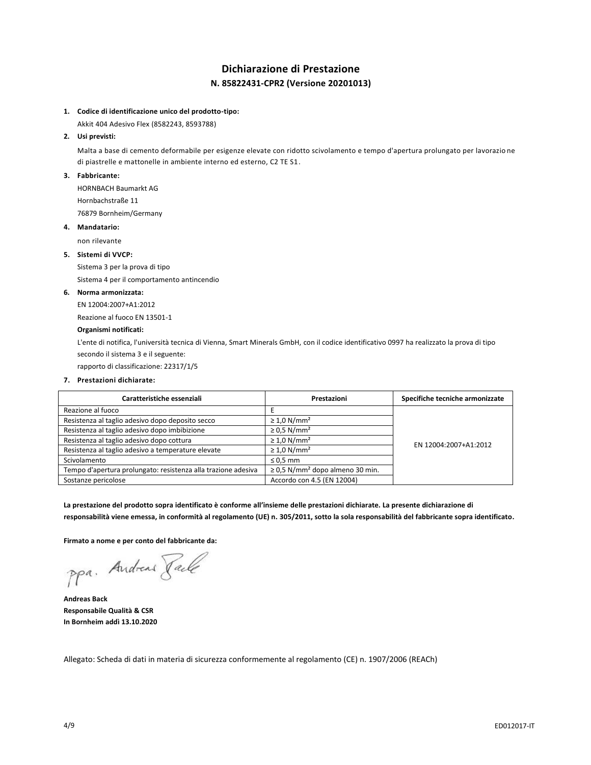# Dichiarazione di Prestazione

## N. 85822431-CPR2 (Versione 20201013)

1. **Codice di identificazione unico del prodotto-tipo:**

   Akkit 404 Adesivo Flex (8582243, 8593788)

2. **Usi previsti:**

   Malta a base di cemento deformabile per esigenze elevate con ridotto scivolamento e tempo d'apertura prolungato per lavorazione di piastrelle e mattonelle in ambiente interno ed esterno, C2 TE S1.

3. **Fabbricante:**

   HORNBACH Baumarkt AG
   Hornbachstraße 11
   76879 Bornheim/Germany

4. **Mandatario:**

   non rilevante

5. **Sistemi di VVCP:**

   Sistema 3 per la prova di tipo
   Sistema 4 per il comportamento antincendio

6. **Norma armonizzata:**

   EN 12004:2007+A1:2012
   Reazione al fuoco EN 13501-1

   **Organismi notificati:**

   L'ente di notifica, l'università tecnica di Vienna, Smart Minerals GmbH, con il codice identificativo 0997 ha realizzato la prova di tipo secondo il sistema 3 e il seguente:
   rapporto di classificazione: 22317/1/5

7. **Prestazioni dichiarate:**

| Caratteristiche essenziali | Prestazioni | Specifiche tecniche armonizzate |
|---|---|---|
| Reazione al fuoco | E | EN 12004:2007+A1:2012 |
| Resistenza al taglio adesivo dopo deposito secco | ≥ 1,0 N/mm² | |
| Resistenza al taglio adesivo dopo imbibizione | ≥ 0,5 N/mm² | |
| Resistenza al taglio adesivo dopo cottura | ≥ 1,0 N/mm² | |
| Resistenza al taglio adesivo a temperature elevate | ≥ 1,0 N/mm² | |
| Scivolamento | ≤ 0,5 mm | |
| Tempo d'apertura prolungato: resistenza alla trazione adesiva | ≥ 0,5 N/mm² dopo almeno 30 min. | |
| Sostanze pericolose | Accordo con 4.5 (EN 12004) | |

**La prestazione del prodotto sopra identificato è conforme all'insieme delle prestazioni dichiarate. La presente dichiarazione di responsabilità viene emessa, in conformità al regolamento (UE) n. 305/2011, sotto la sola responsabilità del fabbricante sopra identificato.**

**Firmato a nome e per conto del fabbricante da:**

ppa. Andreas Back

**Andreas Back**
**Responsabile Qualità & CSR**
**In Bornheim addì 13.10.2020**

Allegato: Scheda di dati in materia di sicurezza conformemente al regolamento (CE) n. 1907/2006 (REACh)

ED012017-IT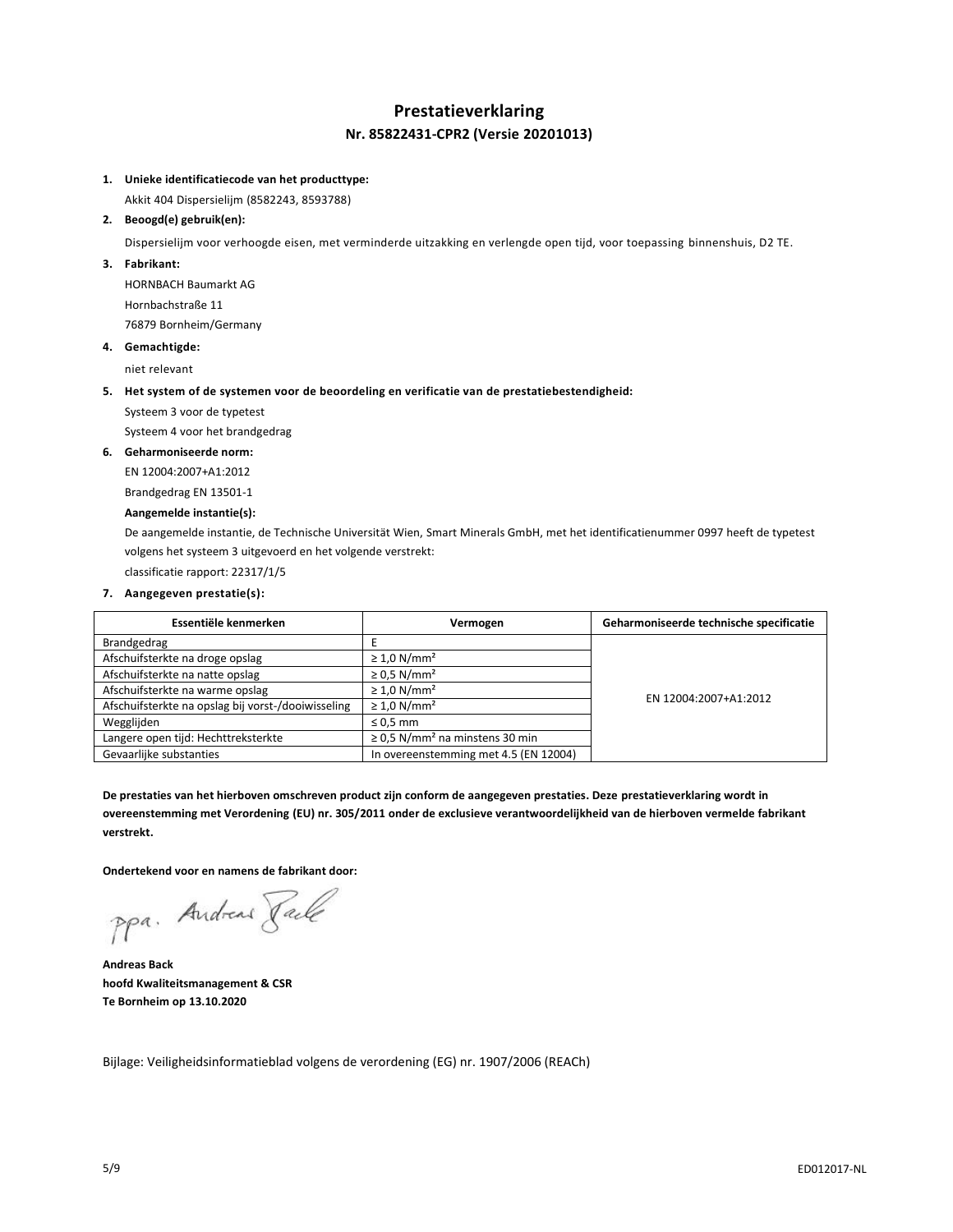# Prestatieverklaring

## Nr. 85822431-CPR2 (Versie 20201013)

1. **Unieke identificatiecode van het producttype:**

   Akkit 404 Dispersielijm (8582243, 8593788)

2. **Beoogd(e) gebruik(en):**

   Dispersielijm voor verhoogde eisen, met verminderde uitzakking en verlengde open tijd, voor toepassing binnenshuis, D2 TE.

3. **Fabrikant:**

   HORNBACH Baumarkt AG

   Hornbachstraße 11

   76879 Bornheim/Germany

4. **Gemachtigde:**

   niet relevant

5. **Het system of de systemen voor de beoordeling en verificatie van de prestatiebestendigheid:**

   Systeem 3 voor de typetest

   Systeem 4 voor het brandgedrag

6. **Geharmoniseerde norm:**

   EN 12004:2007+A1:2012

   Brandgedrag EN 13501-1

   **Aangemelde instantie(s):**

   De aangemelde instantie, de Technische Universität Wien, Smart Minerals GmbH, met het identificatienummer 0997 heeft de typetest volgens het systeem 3 uitgevoerd en het volgende verstrekt:

   classificatie rapport: 22317/1/5

7. **Aangegeven prestatie(s):**

| Essentiële kenmerken | Vermogen | Geharmoniseerde technische specificatie |
|---|---|---|
| Brandgedrag | E | EN 12004:2007+A1:2012 |
| Afschuifsterkte na droge opslag | ≥ 1,0 N/mm² | |
| Afschuifsterkte na natte opslag | ≥ 0,5 N/mm² | |
| Afschuifsterkte na warme opslag | ≥ 1,0 N/mm² | |
| Afschuifsterkte na opslag bij vorst-/dooiwisseling | ≥ 1,0 N/mm² | |
| Wegglijden | ≤ 0,5 mm | |
| Langere open tijd: Hechttreksterkte | ≥ 0,5 N/mm² na minstens 30 min | |
| Gevaarlijke substanties | In overeenstemming met 4.5 (EN 12004) | |

**De prestaties van het hierboven omschreven product zijn conform de aangegeven prestaties. Deze prestatieverklaring wordt in overeenstemming met Verordening (EU) nr. 305/2011 onder de exclusieve verantwoordelijkheid van de hierboven vermelde fabrikant verstrekt.**

**Ondertekend voor en namens de fabrikant door:**

ppa. Andreas Back

**Andreas Back**
**hoofd Kwaliteitsmanagement & CSR**
**Te Bornheim op 13.10.2020**

Bijlage: Veiligheidsinformatieblad volgens de verordening (EG) nr. 1907/2006 (REACh)

ED012017-NL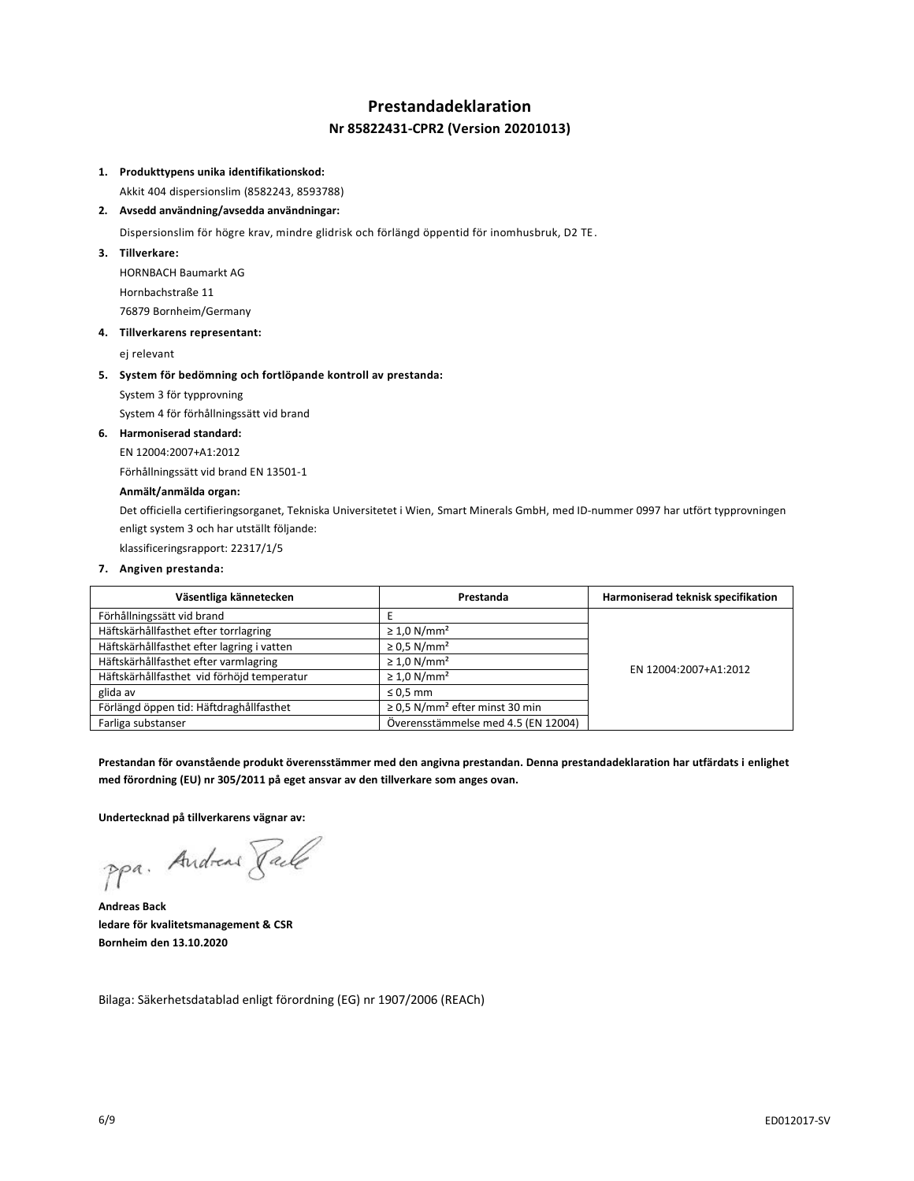# Prestandadeklaration

## Nr 85822431-CPR2 (Version 20201013)

1. **Produkttypens unika identifikationskod:**
   
   Akkit 404 dispersionslim (8582243, 8593788)

2. **Avsedd användning/avsedda användningar:**
   
   Dispersionslim för högre krav, mindre glidrisk och förlängd öppentid för inomhusbruk, D2 TE.

3. **Tillverkare:**
   
   HORNBACH Baumarkt AG
   
   Hornbachstraße 11
   
   76879 Bornheim/Germany

4. **Tillverkarens representant:**
   
   ej relevant

5. **System för bedömning och fortlöpande kontroll av prestanda:**
   
   System 3 för typprovning
   
   System 4 för förhållningssätt vid brand

6. **Harmoniserad standard:**
   
   EN 12004:2007+A1:2012
   
   Förhållningssätt vid brand EN 13501-1
   
   **Anmält/anmälda organ:**
   
   Det officiella certifieringsorganet, Tekniska Universitetet i Wien, Smart Minerals GmbH, med ID-nummer 0997 har utfört typprovningen enligt system 3 och har utställt följande:
   
   klassificeringsrapport: 22317/1/5

7. **Angiven prestanda:**

| Väsentliga kännetecken | Prestanda | Harmoniserad teknisk specifikation |
|---|---|---|
| Förhållningssätt vid brand | E | EN 12004:2007+A1:2012 |
| Häftskärhållfasthet efter torrlagring | ≥ 1,0 N/mm² | |
| Häftskärhållfasthet efter lagring i vatten | ≥ 0,5 N/mm² | |
| Häftskärhållfasthet efter varmlagring | ≥ 1,0 N/mm² | |
| Häftskärhållfasthet vid förhöjd temperatur | ≥ 1,0 N/mm² | |
| glida av | ≤ 0,5 mm | |
| Förlängd öppen tid: Häftdraghållfasthet | ≥ 0,5 N/mm² efter minst 30 min | |
| Farliga substanser | Överensstämmelse med 4.5 (EN 12004) | |

**Prestandan för ovanstående produkt överensstämmer med den angivna prestandan. Denna prestandadeklaration har utfärdats i enlighet med förordning (EU) nr 305/2011 på eget ansvar av den tillverkare som anges ovan.**

**Undertecknad på tillverkarens vägnar av:**

ppa. Andreas Back

**Andreas Back**
**ledare för kvalitetsmanagement & CSR**
**Bornheim den 13.10.2020**

Bilaga: Säkerhetsdatablad enligt förordning (EG) nr 1907/2006 (REACh)

ED012017-SV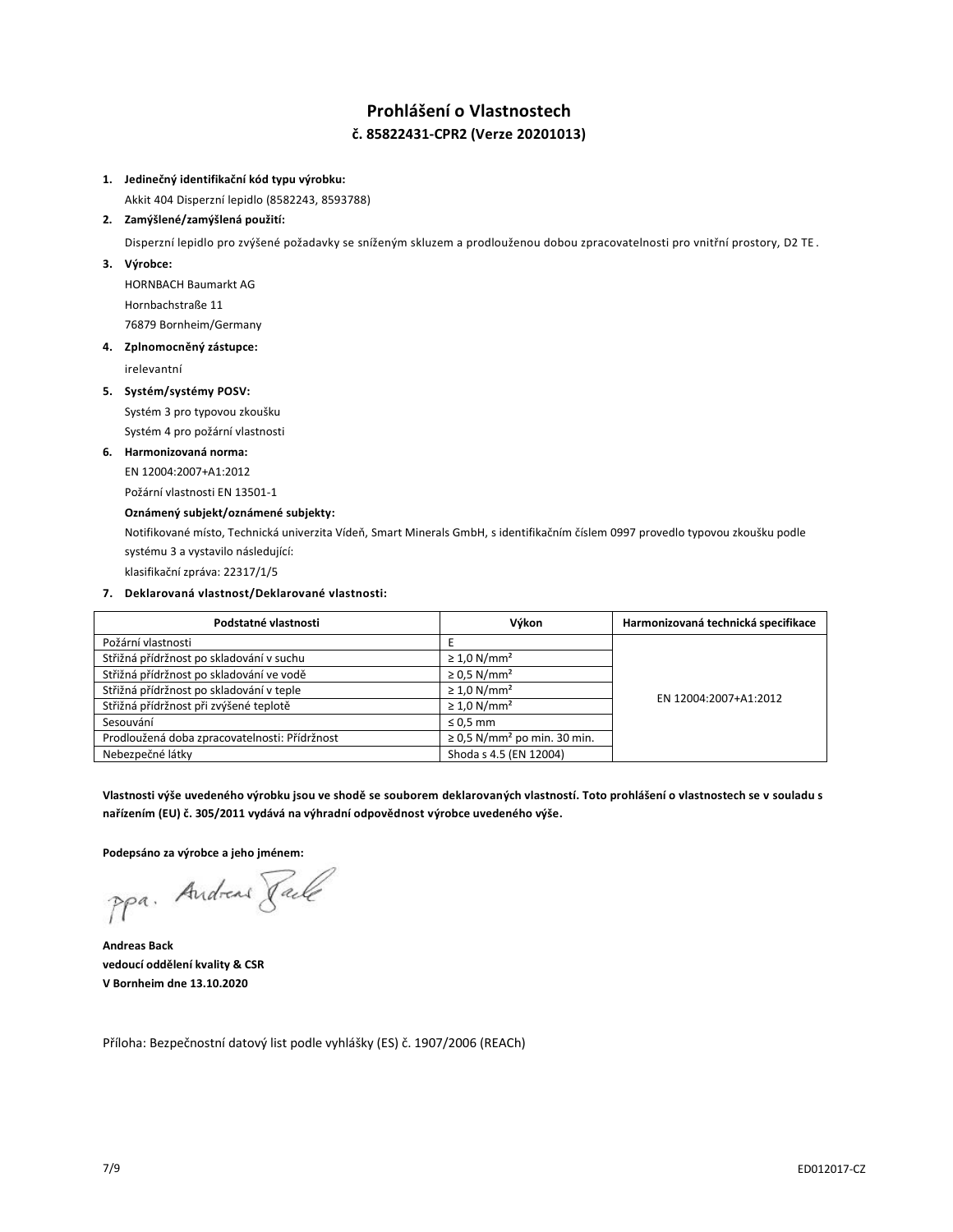# Prohlášení o Vlastnostech

## č. 85822431-CPR2 (Verze 20201013)

1. **Jedinečný identifikační kód typu výrobku:**

   Akkit 404 Disperzní lepidlo (8582243, 8593788)

2. **Zamýšlené/zamýšlená použití:**

   Disperzní lepidlo pro zvýšené požadavky se sníženým skluzem a prodlouženou dobou zpracovatelnosti pro vnitřní prostory, D2 TE .

3. **Výrobce:**

   HORNBACH Baumarkt AG

   Hornbachstraße 11

   76879 Bornheim/Germany

4. **Zplnomocněný zástupce:**

   irelevantní

5. **Systém/systémy POSV:**

   Systém 3 pro typovou zkoušku

   Systém 4 pro požární vlastnosti

6. **Harmonizovaná norma:**

   EN 12004:2007+A1:2012

   Požární vlastnosti EN 13501-1

   **Oznámený subjekt/oznámené subjekty:**

   Notifikované místo, Technická univerzita Vídeň, Smart Minerals GmbH, s identifikačním číslem 0997 provedlo typovou zkoušku podle systému 3 a vystavilo následující:

   klasifikační zpráva: 22317/1/5

7. **Deklarovaná vlastnost/Deklarované vlastnosti:**

| Podstatné vlastnosti | Výkon | Harmonizovaná technická specifikace |
|---|---|---|
| Požární vlastnosti | E | EN 12004:2007+A1:2012 |
| Střižná přídržnost po skladování v suchu | ≥ 1,0 N/mm² | |
| Střižná přídržnost po skladování ve vodě | ≥ 0,5 N/mm² | |
| Střižná přídržnost po skladování v teple | ≥ 1,0 N/mm² | |
| Střižná přídržnost při zvýšené teplotě | ≥ 1,0 N/mm² | |
| Sesouvání | ≤ 0,5 mm | |
| Prodloužená doba zpracovatelnosti: Přídržnost | ≥ 0,5 N/mm² po min. 30 min. | |
| Nebezpečné látky | Shoda s 4.5 (EN 12004) | |

**Vlastnosti výše uvedeného výrobku jsou ve shodě se souborem deklarovaných vlastností. Toto prohlášení o vlastnostech se v souladu s nařízením (EU) č. 305/2011 vydává na výhradní odpovědnost výrobce uvedeného výše.**

**Podepsáno za výrobce a jeho jménem:**

ppa. Andreas Back

**Andreas Back**
**vedoucí oddělení kvality & CSR**
**V Bornheim dne 13.10.2020**

Příloha: Bezpečnostní datový list podle vyhlášky (ES) č. 1907/2006 (REACh)

ED012017-CZ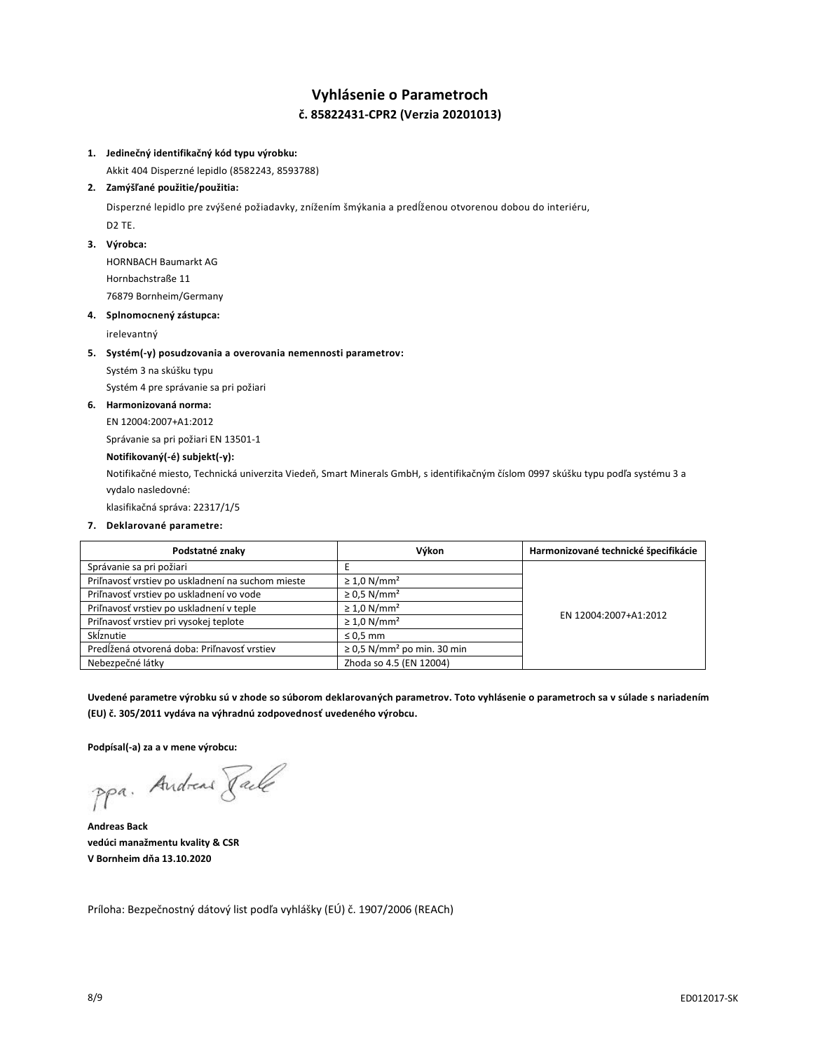# Vyhlásenie o Parametroch

## č. 85822431-CPR2 (Verzia 20201013)

1. **Jedinečný identifikačný kód typu výrobku:**

   Akkit 404 Disperzné lepidlo (8582243, 8593788)

2. **Zamýšľané použitie/použitia:**

   Disperzné lepidlo pre zvýšené požiadavky, znížením šmýkania a predĺženou otvorenou dobou do interiéru,

   D2 TE.

3. **Výrobca:**

   HORNBACH Baumarkt AG
   Hornbachstraße 11
   76879 Bornheim/Germany

4. **Splnomocnený zástupca:**

   irelevantný

5. **Systém(-y) posudzovania a overovania nemennosti parametrov:**

   Systém 3 na skúšku typu
   Systém 4 pre správanie sa pri požiari

6. **Harmonizovaná norma:**

   EN 12004:2007+A1:2012
   Správanie sa pri požiari EN 13501-1

   **Notifikovaný(-é) subjekt(-y):**

   Notifikačné miesto, Technická univerzita Viedeň, Smart Minerals GmbH, s identifikačným číslom 0997 skúšku typu podľa systému 3 a vydalo nasledovné:

   klasifikačná správa: 22317/1/5

7. **Deklarované parametre:**

| Podstatné znaky | Výkon | Harmonizované technické špecifikácie |
|---|---|---|
| Správanie sa pri požiari | E | EN 12004:2007+A1:2012 |
| Priľnavosť vrstiev po uskladnení na suchom mieste | ≥ 1,0 N/mm² | |
| Priľnavosť vrstiev po uskladnení vo vode | ≥ 0,5 N/mm² | |
| Priľnavosť vrstiev po uskladnení v teple | ≥ 1,0 N/mm² | |
| Priľnavosť vrstiev pri vysokej teplote | ≥ 1,0 N/mm² | |
| Skĺznutie | ≤ 0,5 mm | |
| Predĺžená otvorená doba: Priľnavosť vrstiev | ≥ 0,5 N/mm² po min. 30 min | |
| Nebezpečné látky | Zhoda so 4.5 (EN 12004) | |

**Uvedené parametre výrobku sú v zhode so súborom deklarovaných parametrov. Toto vyhlásenie o parametroch sa v súlade s nariadením (EU) č. 305/2011 vydáva na výhradnú zodpovednosť uvedeného výrobcu.**

**Podpísal(-a) za a v mene výrobcu:**

ppa. Andreas Back

**Andreas Back**
**vedúci manažmentu kvality & CSR**
**V Bornheim dňa 13.10.2020**

Príloha: Bezpečnostný dátový list podľa vyhlášky (EÚ) č. 1907/2006 (REACh)

ED012017-SK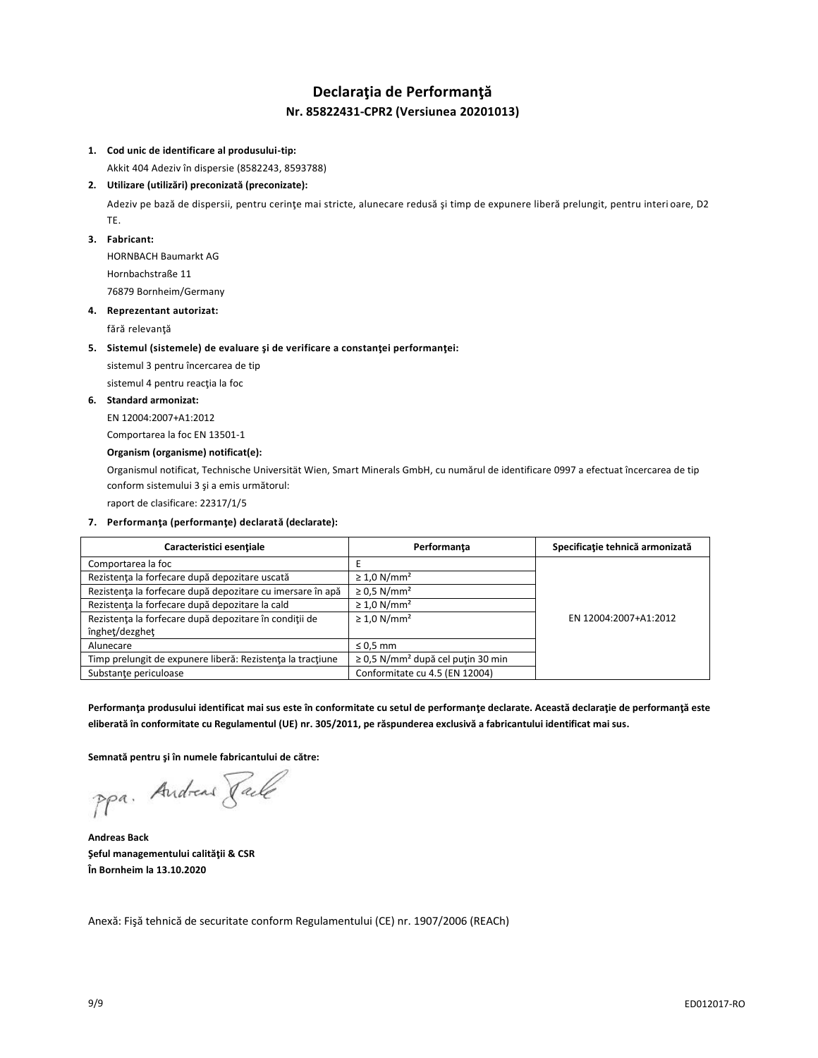# Declaraţia de Performanţă

## Nr. 85822431-CPR2 (Versiunea 20201013)

1. **Cod unic de identificare al produsului-tip:**

   Akkit 404 Adeziv în dispersie (8582243, 8593788)

2. **Utilizare (utilizări) preconizată (preconizate):**

   Adeziv pe bază de dispersii, pentru cerinţe mai stricte, alunecare redusă şi timp de expunere liberă prelungit, pentru interi oare, D2 TE.

3. **Fabricant:**

   HORNBACH Baumarkt AG

   Hornbachstraße 11

   76879 Bornheim/Germany

4. **Reprezentant autorizat:**

   fără relevanţă

5. **Sistemul (sistemele) de evaluare şi de verificare a constanţei performanţei:**

   sistemul 3 pentru încercarea de tip

   sistemul 4 pentru reacţia la foc

6. **Standard armonizat:**

   EN 12004:2007+A1:2012

   Comportarea la foc EN 13501-1

   **Organism (organisme) notificat(e):**

   Organismul notificat, Technische Universität Wien, Smart Minerals GmbH, cu numărul de identificare 0997 a efectuat încercarea de tip conform sistemului 3 şi a emis următorul:

   raport de clasificare: 22317/1/5

7. **Performanţa (performanţe) declarată (declarate):**

| Caracteristici esenţiale | Performanţa | Specificaţie tehnică armonizată |
|---|---|---|
| Comportarea la foc | E | EN 12004:2007+A1:2012 |
| Rezistenţa la forfecare după depozitare uscată | ≥ 1,0 N/mm² | |
| Rezistenţa la forfecare după depozitare cu imersare în apă | ≥ 0,5 N/mm² | |
| Rezistenţa la forfecare după depozitare la cald | ≥ 1,0 N/mm² | |
| Rezistenţa la forfecare după depozitare în condiţii de îngheţ/dezgheţ | ≥ 1,0 N/mm² | |
| Alunecare | ≤ 0,5 mm | |
| Timp prelungit de expunere liberă: Rezistenţa la tracţiune | ≥ 0,5 N/mm² după cel puţin 30 min | |
| Substanţe periculoase | Conformitate cu 4.5 (EN 12004) | |

**Performanţa produsului identificat mai sus este în conformitate cu setul de performanţe declarate. Această declaraţie de performanţă este eliberată în conformitate cu Regulamentul (UE) nr. 305/2011, pe răspunderea exclusivă a fabricantului identificat mai sus.**

**Semnată pentru şi în numele fabricantului de către:**

ppa. Andreas Back

**Andreas Back**
**Şeful managementului calităţii & CSR**
**În Bornheim la 13.10.2020**

Anexă: Fişă tehnică de securitate conform Regulamentului (CE) nr. 1907/2006 (REACh)

ED012017-RO